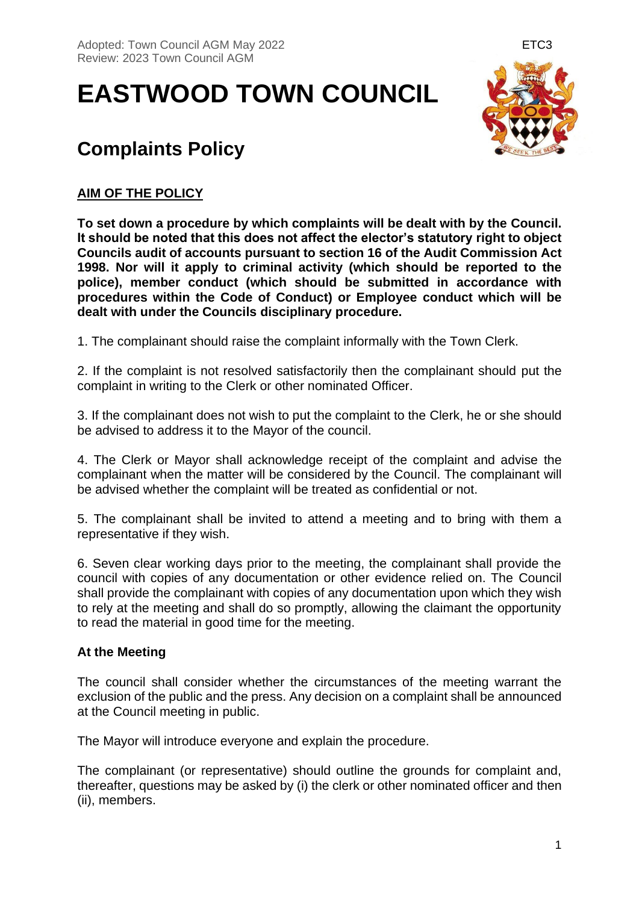Adopted: Town Council AGM May 2022
Review: 2023 Town Council AGM

ETC3

# EASTWOOD TOWN COUNCIL

## Complaints Policy

**AIM OF THE POLICY**

**To set down a procedure by which complaints will be dealt with by the Council. It should be noted that this does not affect the elector's statutory right to object Councils audit of accounts pursuant to section 16 of the Audit Commission Act 1998. Nor will it apply to criminal activity (which should be reported to the police), member conduct (which should be submitted in accordance with procedures within the Code of Conduct) or Employee conduct which will be dealt with under the Councils disciplinary procedure.**

1. The complainant should raise the complaint informally with the Town Clerk.

2. If the complaint is not resolved satisfactorily then the complainant should put the complaint in writing to the Clerk or other nominated Officer.

3. If the complainant does not wish to put the complaint to the Clerk, he or she should be advised to address it to the Mayor of the council.

4. The Clerk or Mayor shall acknowledge receipt of the complaint and advise the complainant when the matter will be considered by the Council. The complainant will be advised whether the complaint will be treated as confidential or not.

5. The complainant shall be invited to attend a meeting and to bring with them a representative if they wish.

6. Seven clear working days prior to the meeting, the complainant shall provide the council with copies of any documentation or other evidence relied on. The Council shall provide the complainant with copies of any documentation upon which they wish to rely at the meeting and shall do so promptly, allowing the claimant the opportunity to read the material in good time for the meeting.

### At the Meeting

The council shall consider whether the circumstances of the meeting warrant the exclusion of the public and the press. Any decision on a complaint shall be announced at the Council meeting in public.

The Mayor will introduce everyone and explain the procedure.

The complainant (or representative) should outline the grounds for complaint and, thereafter, questions may be asked by (i) the clerk or other nominated officer and then (ii), members.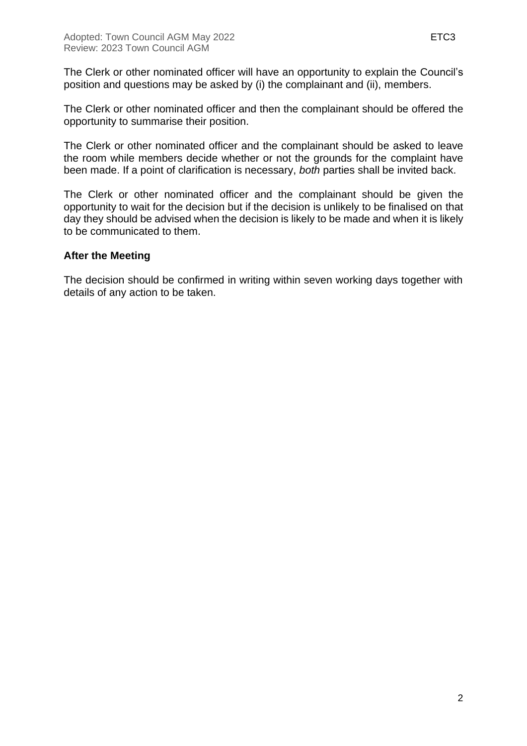The Clerk or other nominated officer will have an opportunity to explain the Council's position and questions may be asked by (i) the complainant and (ii), members.

The Clerk or other nominated officer and then the complainant should be offered the opportunity to summarise their position.

The Clerk or other nominated officer and the complainant should be asked to leave the room while members decide whether or not the grounds for the complaint have been made. If a point of clarification is necessary, *both* parties shall be invited back.

The Clerk or other nominated officer and the complainant should be given the opportunity to wait for the decision but if the decision is unlikely to be finalised on that day they should be advised when the decision is likely to be made and when it is likely to be communicated to them.

**After the Meeting**

The decision should be confirmed in writing within seven working days together with details of any action to be taken.